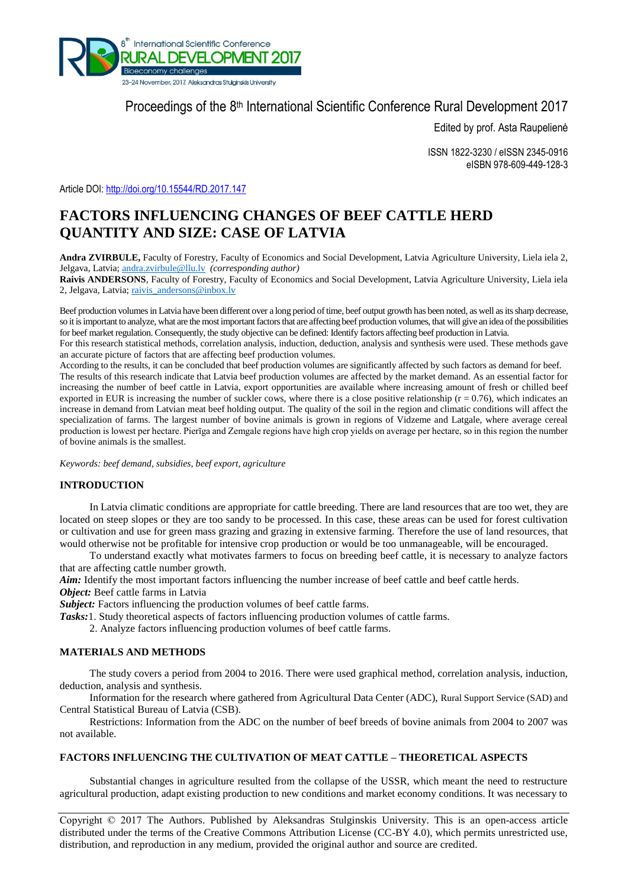Proceedings of the 8th International Scientific Conference Rural Development 2017

Edited by prof. Asta Raupelienė

ISSN 1822-3230 / eISSN 2345-0916
eISBN 978-609-449-128-3

Article DOI: http://doi.org/10.15544/RD.2017.147

# FACTORS INFLUENCING CHANGES OF BEEF CATTLE HERD QUANTITY AND SIZE: CASE OF LATVIA

**Andra ZVIRBULE,** Faculty of Forestry, Faculty of Economics and Social Development, Latvia Agriculture University, Liela iela 2, Jelgava, Latvia; andra.zvirbule@llu.lv *(corresponding author)*
**Raivis ANDERSONS**, Faculty of Forestry, Faculty of Economics and Social Development, Latvia Agriculture University, Liela iela 2, Jelgava, Latvia; raivis_andersons@inbox.lv

Beef production volumes in Latvia have been different over a long period of time, beef output growth has been noted, as well as its sharp decrease, so it is important to analyze, what are the most important factors that are affecting beef production volumes, that will give an idea of the possibilities for beef market regulation. Consequently, the study objective can be defined: Identify factors affecting beef production in Latvia.
For this research statistical methods, correlation analysis, induction, deduction, analysis and synthesis were used. These methods gave an accurate picture of factors that are affecting beef production volumes.
According to the results, it can be concluded that beef production volumes are significantly affected by such factors as demand for beef.
The results of this research indicate that Latvia beef production volumes are affected by the market demand. As an essential factor for increasing the number of beef cattle in Latvia, export opportunities are available where increasing amount of fresh or chilled beef exported in EUR is increasing the number of suckler cows, where there is a close positive relationship ($r = 0.76$), which indicates an increase in demand from Latvian meat beef holding output. The quality of the soil in the region and climatic conditions will affect the specialization of farms. The largest number of bovine animals is grown in regions of Vidzeme and Latgale, where average cereal production is lowest per hectare. Pierīga and Zemgale regions have high crop yields on average per hectare, so in this region the number of bovine animals is the smallest.

*Keywords: beef demand, subsidies, beef export, agriculture*

## INTRODUCTION

In Latvia climatic conditions are appropriate for cattle breeding. There are land resources that are too wet, they are located on steep slopes or they are too sandy to be processed. In this case, these areas can be used for forest cultivation or cultivation and use for green mass grazing and grazing in extensive farming. Therefore the use of land resources, that would otherwise not be profitable for intensive crop production or would be too unmanageable, will be encouraged.

To understand exactly what motivates farmers to focus on breeding beef cattle, it is necessary to analyze factors that are affecting cattle number growth.

***Aim:*** Identify the most important factors influencing the number increase of beef cattle and beef cattle herds.
***Object:*** Beef cattle farms in Latvia
***Subject:*** Factors influencing the production volumes of beef cattle farms.
***Tasks:*** 1. Study theoretical aspects of factors influencing production volumes of cattle farms.
2. Analyze factors influencing production volumes of beef cattle farms.

## MATERIALS AND METHODS

The study covers a period from 2004 to 2016. There were used graphical method, correlation analysis, induction, deduction, analysis and synthesis.

Information for the research where gathered from Agricultural Data Center (ADC), Rural Support Service (SAD) and Central Statistical Bureau of Latvia (CSB).

Restrictions: Information from the ADC on the number of beef breeds of bovine animals from 2004 to 2007 was not available.

## FACTORS INFLUENCING THE CULTIVATION OF MEAT CATTLE – THEORETICAL ASPECTS

Substantial changes in agriculture resulted from the collapse of the USSR, which meant the need to restructure agricultural production, adapt existing production to new conditions and market economy conditions. It was necessary to

Copyright © 2017 The Authors. Published by Aleksandras Stulginskis University. This is an open-access article distributed under the terms of the Creative Commons Attribution License (CC-BY 4.0), which permits unrestricted use, distribution, and reproduction in any medium, provided the original author and source are credited.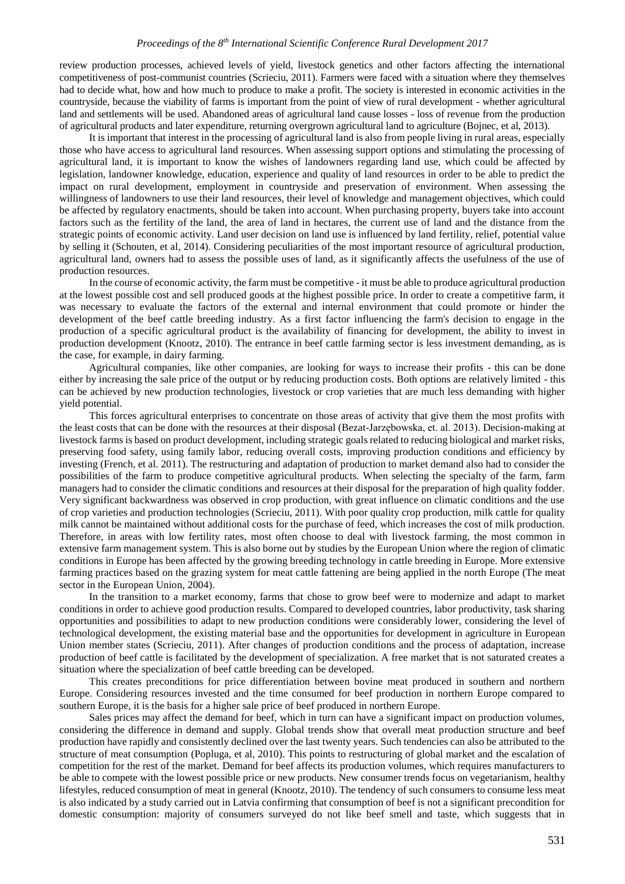review production processes, achieved levels of yield, livestock genetics and other factors affecting the international competitiveness of post-communist countries (Scrieciu, 2011). Farmers were faced with a situation where they themselves had to decide what, how and how much to produce to make a profit. The society is interested in economic activities in the countryside, because the viability of farms is important from the point of view of rural development - whether agricultural land and settlements will be used. Abandoned areas of agricultural land cause losses - loss of revenue from the production of agricultural products and later expenditure, returning overgrown agricultural land to agriculture (Bojnec, et al, 2013).

It is important that interest in the processing of agricultural land is also from people living in rural areas, especially those who have access to agricultural land resources. When assessing support options and stimulating the processing of agricultural land, it is important to know the wishes of landowners regarding land use, which could be affected by legislation, landowner knowledge, education, experience and quality of land resources in order to be able to predict the impact on rural development, employment in countryside and preservation of environment. When assessing the willingness of landowners to use their land resources, their level of knowledge and management objectives, which could be affected by regulatory enactments, should be taken into account. When purchasing property, buyers take into account factors such as the fertility of the land, the area of land in hectares, the current use of land and the distance from the strategic points of economic activity. Land user decision on land use is influenced by land fertility, relief, potential value by selling it (Schouten, et al, 2014). Considering peculiarities of the most important resource of agricultural production, agricultural land, owners had to assess the possible uses of land, as it significantly affects the usefulness of the use of production resources.

In the course of economic activity, the farm must be competitive - it must be able to produce agricultural production at the lowest possible cost and sell produced goods at the highest possible price. In order to create a competitive farm, it was necessary to evaluate the factors of the external and internal environment that could promote or hinder the development of the beef cattle breeding industry. As a first factor influencing the farm's decision to engage in the production of a specific agricultural product is the availability of financing for development, the ability to invest in production development (Knootz, 2010). The entrance in beef cattle farming sector is less investment demanding, as is the case, for example, in dairy farming.

Agricultural companies, like other companies, are looking for ways to increase their profits - this can be done either by increasing the sale price of the output or by reducing production costs. Both options are relatively limited - this can be achieved by new production technologies, livestock or crop varieties that are much less demanding with higher yield potential.

This forces agricultural enterprises to concentrate on those areas of activity that give them the most profits with the least costs that can be done with the resources at their disposal (Bezat-Jarzębowska, et. al. 2013). Decision-making at livestock farms is based on product development, including strategic goals related to reducing biological and market risks, preserving food safety, using family labor, reducing overall costs, improving production conditions and efficiency by investing (French, et al. 2011). The restructuring and adaptation of production to market demand also had to consider the possibilities of the farm to produce competitive agricultural products. When selecting the specialty of the farm, farm managers had to consider the climatic conditions and resources at their disposal for the preparation of high quality fodder. Very significant backwardness was observed in crop production, with great influence on climatic conditions and the use of crop varieties and production technologies (Scrieciu, 2011). With poor quality crop production, milk cattle for quality milk cannot be maintained without additional costs for the purchase of feed, which increases the cost of milk production. Therefore, in areas with low fertility rates, most often choose to deal with livestock farming, the most common in extensive farm management system. This is also borne out by studies by the European Union where the region of climatic conditions in Europe has been affected by the growing breeding technology in cattle breeding in Europe. More extensive farming practices based on the grazing system for meat cattle fattening are being applied in the north Europe (The meat sector in the European Union, 2004).

In the transition to a market economy, farms that chose to grow beef were to modernize and adapt to market conditions in order to achieve good production results. Compared to developed countries, labor productivity, task sharing opportunities and possibilities to adapt to new production conditions were considerably lower, considering the level of technological development, the existing material base and the opportunities for development in agriculture in European Union member states (Scrieciu, 2011). After changes of production conditions and the process of adaptation, increase production of beef cattle is facilitated by the development of specialization. A free market that is not saturated creates a situation where the specialization of beef cattle breeding can be developed.

This creates preconditions for price differentiation between bovine meat produced in southern and northern Europe. Considering resources invested and the time consumed for beef production in northern Europe compared to southern Europe, it is the basis for a higher sale price of beef produced in northern Europe.

Sales prices may affect the demand for beef, which in turn can have a significant impact on production volumes, considering the difference in demand and supply. Global trends show that overall meat production structure and beef production have rapidly and consistently declined over the last twenty years. Such tendencies can also be attributed to the structure of meat consumption (Popluga, et al, 2010). This points to restructuring of global market and the escalation of competition for the rest of the market. Demand for beef affects its production volumes, which requires manufacturers to be able to compete with the lowest possible price or new products. New consumer trends focus on vegetarianism, healthy lifestyles, reduced consumption of meat in general (Knootz, 2010). The tendency of such consumers to consume less meat is also indicated by a study carried out in Latvia confirming that consumption of beef is not a significant precondition for domestic consumption: majority of consumers surveyed do not like beef smell and taste, which suggests that in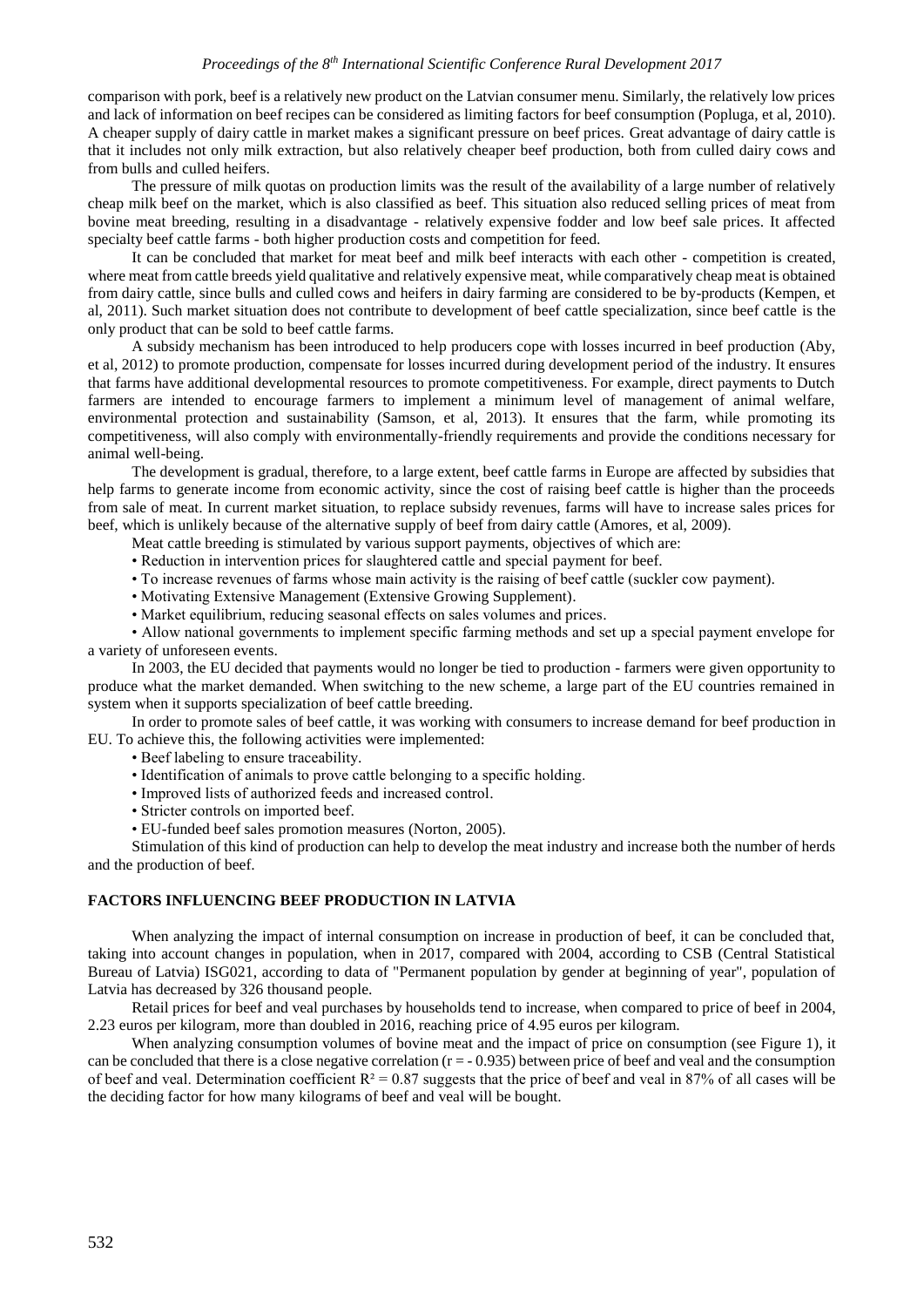comparison with pork, beef is a relatively new product on the Latvian consumer menu. Similarly, the relatively low prices and lack of information on beef recipes can be considered as limiting factors for beef consumption (Popluga, et al, 2010). A cheaper supply of dairy cattle in market makes a significant pressure on beef prices. Great advantage of dairy cattle is that it includes not only milk extraction, but also relatively cheaper beef production, both from culled dairy cows and from bulls and culled heifers.

The pressure of milk quotas on production limits was the result of the availability of a large number of relatively cheap milk beef on the market, which is also classified as beef. This situation also reduced selling prices of meat from bovine meat breeding, resulting in a disadvantage - relatively expensive fodder and low beef sale prices. It affected specialty beef cattle farms - both higher production costs and competition for feed.

It can be concluded that market for meat beef and milk beef interacts with each other - competition is created, where meat from cattle breeds yield qualitative and relatively expensive meat, while comparatively cheap meat is obtained from dairy cattle, since bulls and culled cows and heifers in dairy farming are considered to be by-products (Kempen, et al, 2011). Such market situation does not contribute to development of beef cattle specialization, since beef cattle is the only product that can be sold to beef cattle farms.

A subsidy mechanism has been introduced to help producers cope with losses incurred in beef production (Aby, et al, 2012) to promote production, compensate for losses incurred during development period of the industry. It ensures that farms have additional developmental resources to promote competitiveness. For example, direct payments to Dutch farmers are intended to encourage farmers to implement a minimum level of management of animal welfare, environmental protection and sustainability (Samson, et al, 2013). It ensures that the farm, while promoting its competitiveness, will also comply with environmentally-friendly requirements and provide the conditions necessary for animal well-being.

The development is gradual, therefore, to a large extent, beef cattle farms in Europe are affected by subsidies that help farms to generate income from economic activity, since the cost of raising beef cattle is higher than the proceeds from sale of meat. In current market situation, to replace subsidy revenues, farms will have to increase sales prices for beef, which is unlikely because of the alternative supply of beef from dairy cattle (Amores, et al, 2009).

Meat cattle breeding is stimulated by various support payments, objectives of which are:

- Reduction in intervention prices for slaughtered cattle and special payment for beef.
- To increase revenues of farms whose main activity is the raising of beef cattle (suckler cow payment).
- Motivating Extensive Management (Extensive Growing Supplement).
- Market equilibrium, reducing seasonal effects on sales volumes and prices.
- Allow national governments to implement specific farming methods and set up a special payment envelope for a variety of unforeseen events.

In 2003, the EU decided that payments would no longer be tied to production - farmers were given opportunity to produce what the market demanded. When switching to the new scheme, a large part of the EU countries remained in system when it supports specialization of beef cattle breeding.

In order to promote sales of beef cattle, it was working with consumers to increase demand for beef production in EU. To achieve this, the following activities were implemented:

- Beef labeling to ensure traceability.
- Identification of animals to prove cattle belonging to a specific holding.
- Improved lists of authorized feeds and increased control.
- Stricter controls on imported beef.
- EU-funded beef sales promotion measures (Norton, 2005).

Stimulation of this kind of production can help to develop the meat industry and increase both the number of herds and the production of beef.

## FACTORS INFLUENCING BEEF PRODUCTION IN LATVIA

When analyzing the impact of internal consumption on increase in production of beef, it can be concluded that, taking into account changes in population, when in 2017, compared with 2004, according to CSB (Central Statistical Bureau of Latvia) ISG021, according to data of "Permanent population by gender at beginning of year", population of Latvia has decreased by 326 thousand people.

Retail prices for beef and veal purchases by households tend to increase, when compared to price of beef in 2004, 2.23 euros per kilogram, more than doubled in 2016, reaching price of 4.95 euros per kilogram.

When analyzing consumption volumes of bovine meat and the impact of price on consumption (see Figure 1), it can be concluded that there is a close negative correlation ($r = -0.935$) between price of beef and veal and the consumption of beef and veal. Determination coefficient $R^2 = 0.87$ suggests that the price of beef and veal in 87% of all cases will be the deciding factor for how many kilograms of beef and veal will be bought.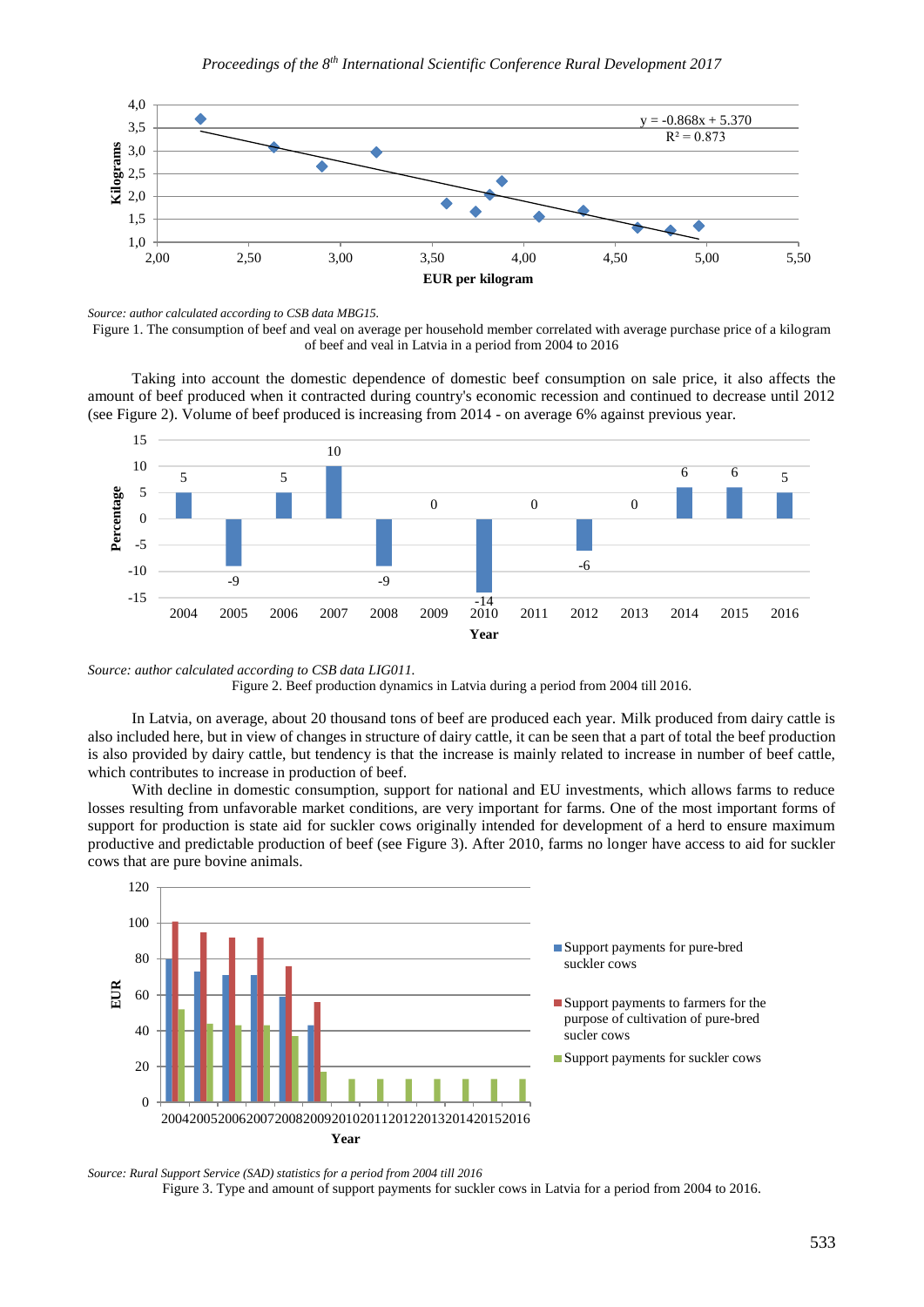*Source: author calculated according to CSB data MBG15.*

Figure 1. The consumption of beef and veal on average per household member correlated with average purchase price of a kilogram of beef and veal in Latvia in a period from 2004 to 2016

Taking into account the domestic dependence of domestic beef consumption on sale price, it also affects the amount of beef produced when it contracted during country's economic recession and continued to decrease until 2012 (see Figure 2). Volume of beef produced is increasing from 2014 - on average 6% against previous year.

*Source: author calculated according to CSB data LIG011.*

Figure 2. Beef production dynamics in Latvia during a period from 2004 till 2016.

In Latvia, on average, about 20 thousand tons of beef are produced each year. Milk produced from dairy cattle is also included here, but in view of changes in structure of dairy cattle, it can be seen that a part of total the beef production is also provided by dairy cattle, but tendency is that the increase is mainly related to increase in number of beef cattle, which contributes to increase in production of beef.

With decline in domestic consumption, support for national and EU investments, which allows farms to reduce losses resulting from unfavorable market conditions, are very important for farms. One of the most important forms of support for production is state aid for suckler cows originally intended for development of a herd to ensure maximum productive and predictable production of beef (see Figure 3). After 2010, farms no longer have access to aid for suckler cows that are pure bovine animals.

*Source: Rural Support Service (SAD) statistics for a period from 2004 till 2016*

Figure 3. Type and amount of support payments for suckler cows in Latvia for a period from 2004 to 2016.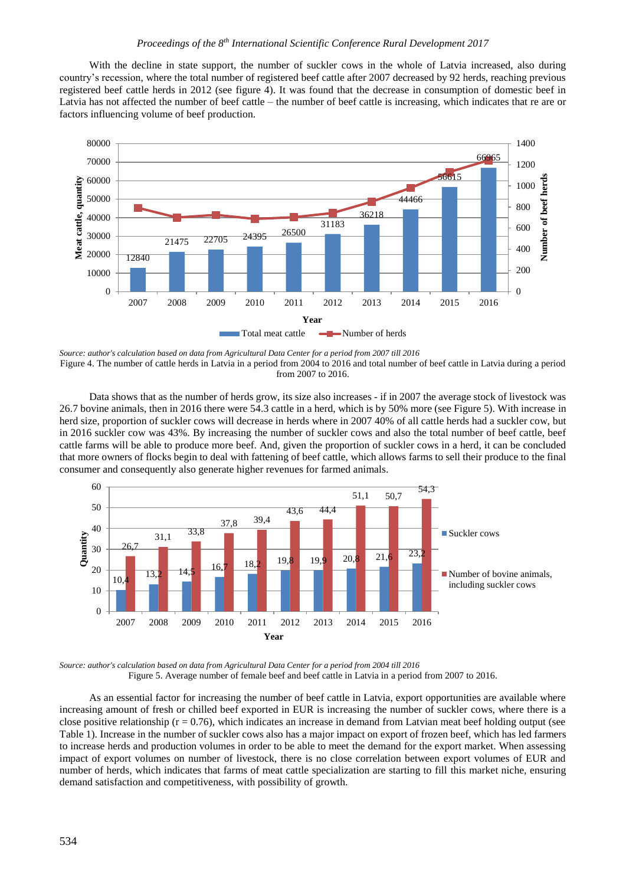With the decline in state support, the number of suckler cows in the whole of Latvia increased, also during country's recession, where the total number of registered beef cattle after 2007 decreased by 92 herds, reaching previous registered beef cattle herds in 2012 (see figure 4). It was found that the decrease in consumption of domestic beef in Latvia has not affected the number of beef cattle – the number of beef cattle is increasing, which indicates that re are or factors influencing volume of beef production.

*Source: author's calculation based on data from Agricultural Data Center for a period from 2007 till 2016*

Figure 4. The number of cattle herds in Latvia in a period from 2004 to 2016 and total number of beef cattle in Latvia during a period from 2007 to 2016.

Data shows that as the number of herds grow, its size also increases - if in 2007 the average stock of livestock was 26.7 bovine animals, then in 2016 there were 54.3 cattle in a herd, which is by 50% more (see Figure 5). With increase in herd size, proportion of suckler cows will decrease in herds where in 2007 40% of all cattle herds had a suckler cow, but in 2016 suckler cow was 43%. By increasing the number of suckler cows and also the total number of beef cattle, beef cattle farms will be able to produce more beef. And, given the proportion of suckler cows in a herd, it can be concluded that more owners of flocks begin to deal with fattening of beef cattle, which allows farms to sell their produce to the final consumer and consequently also generate higher revenues for farmed animals.

*Source: author's calculation based on data from Agricultural Data Center for a period from 2004 till 2016*

Figure 5. Average number of female beef and beef cattle in Latvia in a period from 2007 to 2016.

As an essential factor for increasing the number of beef cattle in Latvia, export opportunities are available where increasing amount of fresh or chilled beef exported in EUR is increasing the number of suckler cows, where there is a close positive relationship ($r = 0.76$), which indicates an increase in demand from Latvian meat beef holding output (see Table 1). Increase in the number of suckler cows also has a major impact on export of frozen beef, which has led farmers to increase herds and production volumes in order to be able to meet the demand for the export market. When assessing impact of export volumes on number of livestock, there is no close correlation between export volumes of EUR and number of herds, which indicates that farms of meat cattle specialization are starting to fill this market niche, ensuring demand satisfaction and competitiveness, with possibility of growth.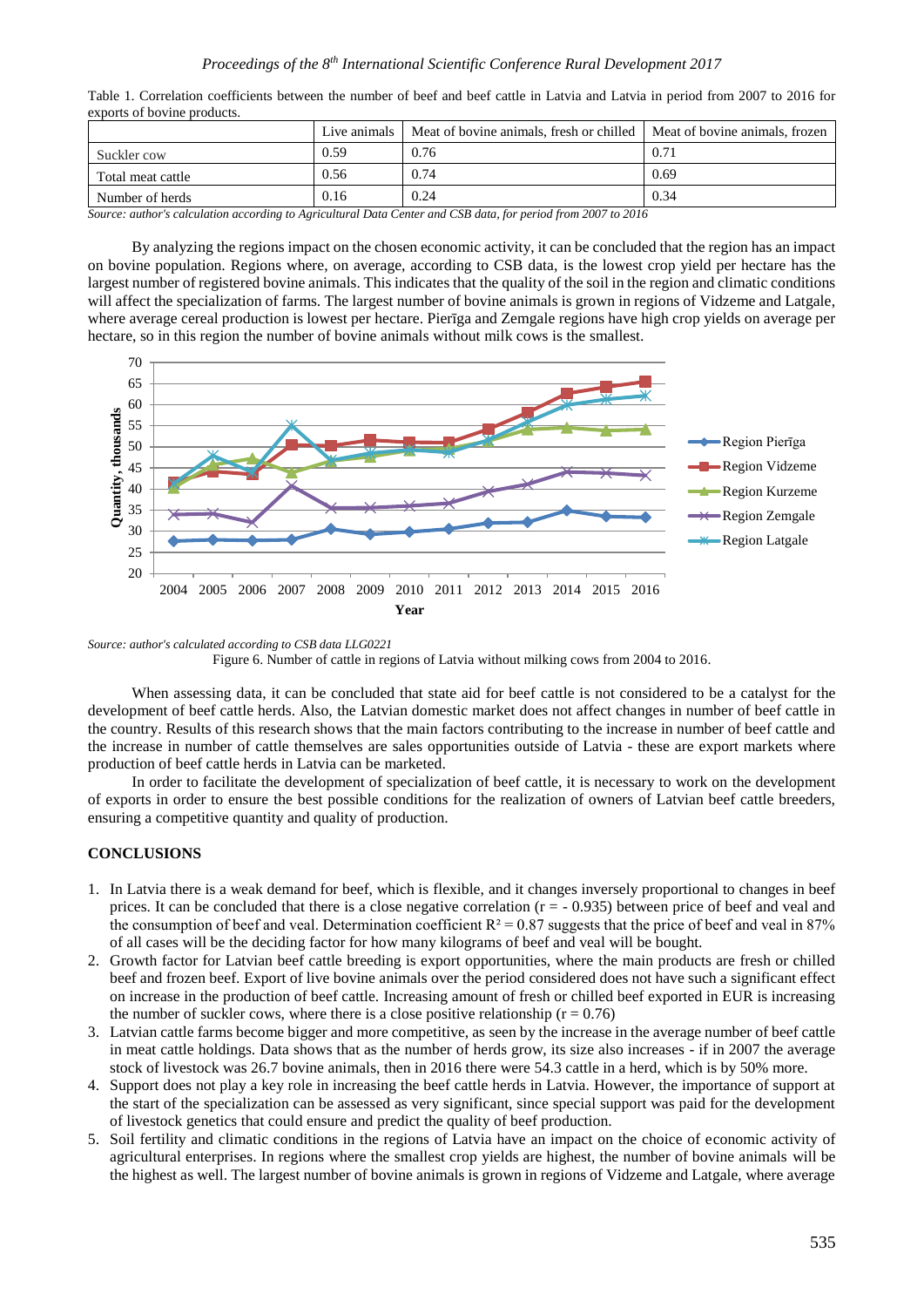Table 1. Correlation coefficients between the number of beef and beef cattle in Latvia and Latvia in period from 2007 to 2016 for exports of bovine products.

| | Live animals | Meat of bovine animals, fresh or chilled | Meat of bovine animals, frozen |
|---|---|---|---|
| Suckler cow | 0.59 | 0.76 | 0.71 |
| Total meat cattle | 0.56 | 0.74 | 0.69 |
| Number of herds | 0.16 | 0.24 | 0.34 |

*Source: author's calculation according to Agricultural Data Center and CSB data, for period from 2007 to 2016*

By analyzing the regions impact on the chosen economic activity, it can be concluded that the region has an impact on bovine population. Regions where, on average, according to CSB data, is the lowest crop yield per hectare has the largest number of registered bovine animals. This indicates that the quality of the soil in the region and climatic conditions will affect the specialization of farms. The largest number of bovine animals is grown in regions of Vidzeme and Latgale, where average cereal production is lowest per hectare. Pierīga and Zemgale regions have high crop yields on average per hectare, so in this region the number of bovine animals without milk cows is the smallest.

*Source: author's calculated according to CSB data LLG0221*

Figure 6. Number of cattle in regions of Latvia without milking cows from 2004 to 2016.

When assessing data, it can be concluded that state aid for beef cattle is not considered to be a catalyst for the development of beef cattle herds. Also, the Latvian domestic market does not affect changes in number of beef cattle in the country. Results of this research shows that the main factors contributing to the increase in number of beef cattle and the increase in number of cattle themselves are sales opportunities outside of Latvia - these are export markets where production of beef cattle herds in Latvia can be marketed.

In order to facilitate the development of specialization of beef cattle, it is necessary to work on the development of exports in order to ensure the best possible conditions for the realization of owners of Latvian beef cattle breeders, ensuring a competitive quantity and quality of production.

## CONCLUSIONS

1. In Latvia there is a weak demand for beef, which is flexible, and it changes inversely proportional to changes in beef prices. It can be concluded that there is a close negative correlation ($r = -0.935$) between price of beef and veal and the consumption of beef and veal. Determination coefficient $R^2 = 0.87$ suggests that the price of beef and veal in 87% of all cases will be the deciding factor for how many kilograms of beef and veal will be bought.
2. Growth factor for Latvian beef cattle breeding is export opportunities, where the main products are fresh or chilled beef and frozen beef. Export of live bovine animals over the period considered does not have such a significant effect on increase in the production of beef cattle. Increasing amount of fresh or chilled beef exported in EUR is increasing the number of suckler cows, where there is a close positive relationship ($r = 0.76$)
3. Latvian cattle farms become bigger and more competitive, as seen by the increase in the average number of beef cattle in meat cattle holdings. Data shows that as the number of herds grow, its size also increases - if in 2007 the average stock of livestock was 26.7 bovine animals, then in 2016 there were 54.3 cattle in a herd, which is by 50% more.
4. Support does not play a key role in increasing the beef cattle herds in Latvia. However, the importance of support at the start of the specialization can be assessed as very significant, since special support was paid for the development of livestock genetics that could ensure and predict the quality of beef production.
5. Soil fertility and climatic conditions in the regions of Latvia have an impact on the choice of economic activity of agricultural enterprises. In regions where the smallest crop yields are highest, the number of bovine animals will be the highest as well. The largest number of bovine animals is grown in regions of Vidzeme and Latgale, where average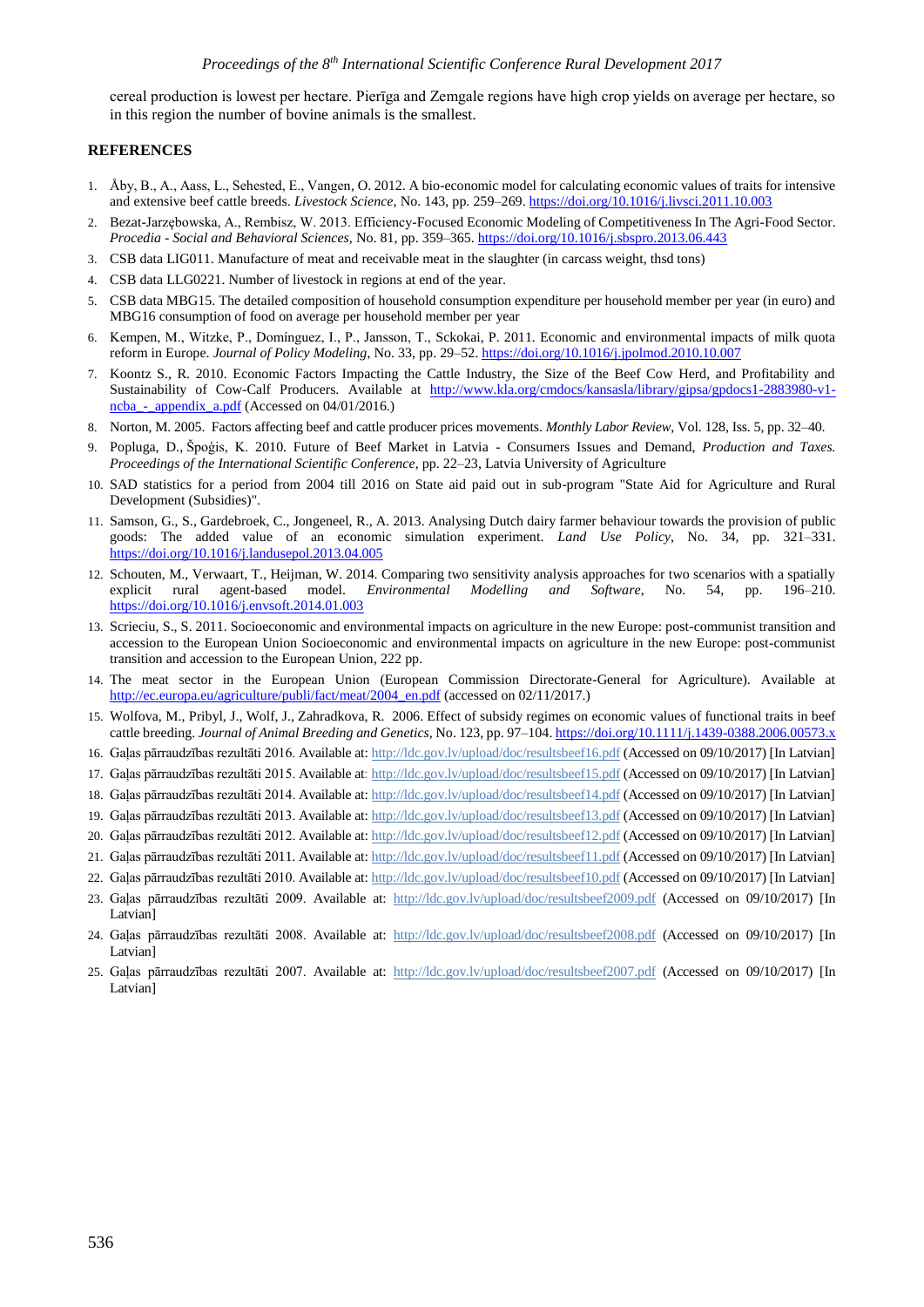cereal production is lowest per hectare. Pierīga and Zemgale regions have high crop yields on average per hectare, so in this region the number of bovine animals is the smallest.

## REFERENCES

1. Åby, B., A., Aass, L., Sehested, E., Vangen, O. 2012. A bio-economic model for calculating economic values of traits for intensive and extensive beef cattle breeds. *Livestock Science*, No. 143, pp. 259–269. https://doi.org/10.1016/j.livsci.2011.10.003
2. Bezat-Jarzębowska, A., Rembisz, W. 2013. Efficiency-Focused Economic Modeling of Competitiveness In The Agri-Food Sector. *Procedia - Social and Behavioral Sciences*, No. 81, pp. 359–365. https://doi.org/10.1016/j.sbspro.2013.06.443
3. CSB data LIG011. Manufacture of meat and receivable meat in the slaughter (in carcass weight, thsd tons)
4. CSB data LLG0221. Number of livestock in regions at end of the year.
5. CSB data MBG15. The detailed composition of household consumption expenditure per household member per year (in euro) and MBG16 consumption of food on average per household member per year
6. Kempen, M., Witzke, P., Domínguez, I., P., Jansson, T., Sckokai, P. 2011. Economic and environmental impacts of milk quota reform in Europe. *Journal of Policy Modeling*, No. 33, pp. 29–52. https://doi.org/10.1016/j.jpolmod.2010.10.007
7. Koontz S., R. 2010. Economic Factors Impacting the Cattle Industry, the Size of the Beef Cow Herd, and Profitability and Sustainability of Cow-Calf Producers. Available at http://www.kla.org/cmdocs/kansasla/library/gipsa/gpdocs1-2883980-v1-ncba_-_appendix_a.pdf (Accessed on 04/01/2016.)
8. Norton, M. 2005. Factors affecting beef and cattle producer prices movements. *Monthly Labor Review*, Vol. 128, Iss. 5, pp. 32–40.
9. Popluga, D., Špoģis, K. 2010. Future of Beef Market in Latvia - Consumers Issues and Demand, *Production and Taxes. Proceedings of the International Scientific Conference*, pp. 22–23, Latvia University of Agriculture
10. SAD statistics for a period from 2004 till 2016 on State aid paid out in sub-program "State Aid for Agriculture and Rural Development (Subsidies)".
11. Samson, G., S., Gardebroek, C., Jongeneel, R., A. 2013. Analysing Dutch dairy farmer behaviour towards the provision of public goods: The added value of an economic simulation experiment. *Land Use Policy*, No. 34, pp. 321–331. https://doi.org/10.1016/j.landusepol.2013.04.005
12. Schouten, M., Verwaart, T., Heijman, W. 2014. Comparing two sensitivity analysis approaches for two scenarios with a spatially explicit rural agent-based model. *Environmental Modelling and Software*, No. 54, pp. 196–210. https://doi.org/10.1016/j.envsoft.2014.01.003
13. Scrieciu, S., S. 2011. Socioeconomic and environmental impacts on agriculture in the new Europe: post-communist transition and accession to the European Union Socioeconomic and environmental impacts on agriculture in the new Europe: post-communist transition and accession to the European Union, 222 pp.
14. The meat sector in the European Union (European Commission Directorate-General for Agriculture). Available at http://ec.europa.eu/agriculture/publi/fact/meat/2004_en.pdf (accessed on 02/11/2017.)
15. Wolfova, M., Pribyl, J., Wolf, J., Zahradkova, R. 2006. Effect of subsidy regimes on economic values of functional traits in beef cattle breeding. *Journal of Animal Breeding and Genetics*, No. 123, pp. 97–104. https://doi.org/10.1111/j.1439-0388.2006.00573.x
16. Gaļas pārraudzības rezultāti 2016. Available at: http://ldc.gov.lv/upload/doc/resultsbeef16.pdf (Accessed on 09/10/2017) [In Latvian]
17. Gaļas pārraudzības rezultāti 2015. Available at: http://ldc.gov.lv/upload/doc/resultsbeef15.pdf (Accessed on 09/10/2017) [In Latvian]
18. Gaļas pārraudzības rezultāti 2014. Available at: http://ldc.gov.lv/upload/doc/resultsbeef14.pdf (Accessed on 09/10/2017) [In Latvian]
19. Gaļas pārraudzības rezultāti 2013. Available at: http://ldc.gov.lv/upload/doc/resultsbeef13.pdf (Accessed on 09/10/2017) [In Latvian]
20. Gaļas pārraudzības rezultāti 2012. Available at: http://ldc.gov.lv/upload/doc/resultsbeef12.pdf (Accessed on 09/10/2017) [In Latvian]
21. Gaļas pārraudzības rezultāti 2011. Available at: http://ldc.gov.lv/upload/doc/resultsbeef11.pdf (Accessed on 09/10/2017) [In Latvian]
22. Gaļas pārraudzības rezultāti 2010. Available at: http://ldc.gov.lv/upload/doc/resultsbeef10.pdf (Accessed on 09/10/2017) [In Latvian]
23. Gaļas pārraudzības rezultāti 2009. Available at: http://ldc.gov.lv/upload/doc/resultsbeef2009.pdf (Accessed on 09/10/2017) [In Latvian]
24. Gaļas pārraudzības rezultāti 2008. Available at: http://ldc.gov.lv/upload/doc/resultsbeef2008.pdf (Accessed on 09/10/2017) [In Latvian]
25. Gaļas pārraudzības rezultāti 2007. Available at: http://ldc.gov.lv/upload/doc/resultsbeef2007.pdf (Accessed on 09/10/2017) [In Latvian]